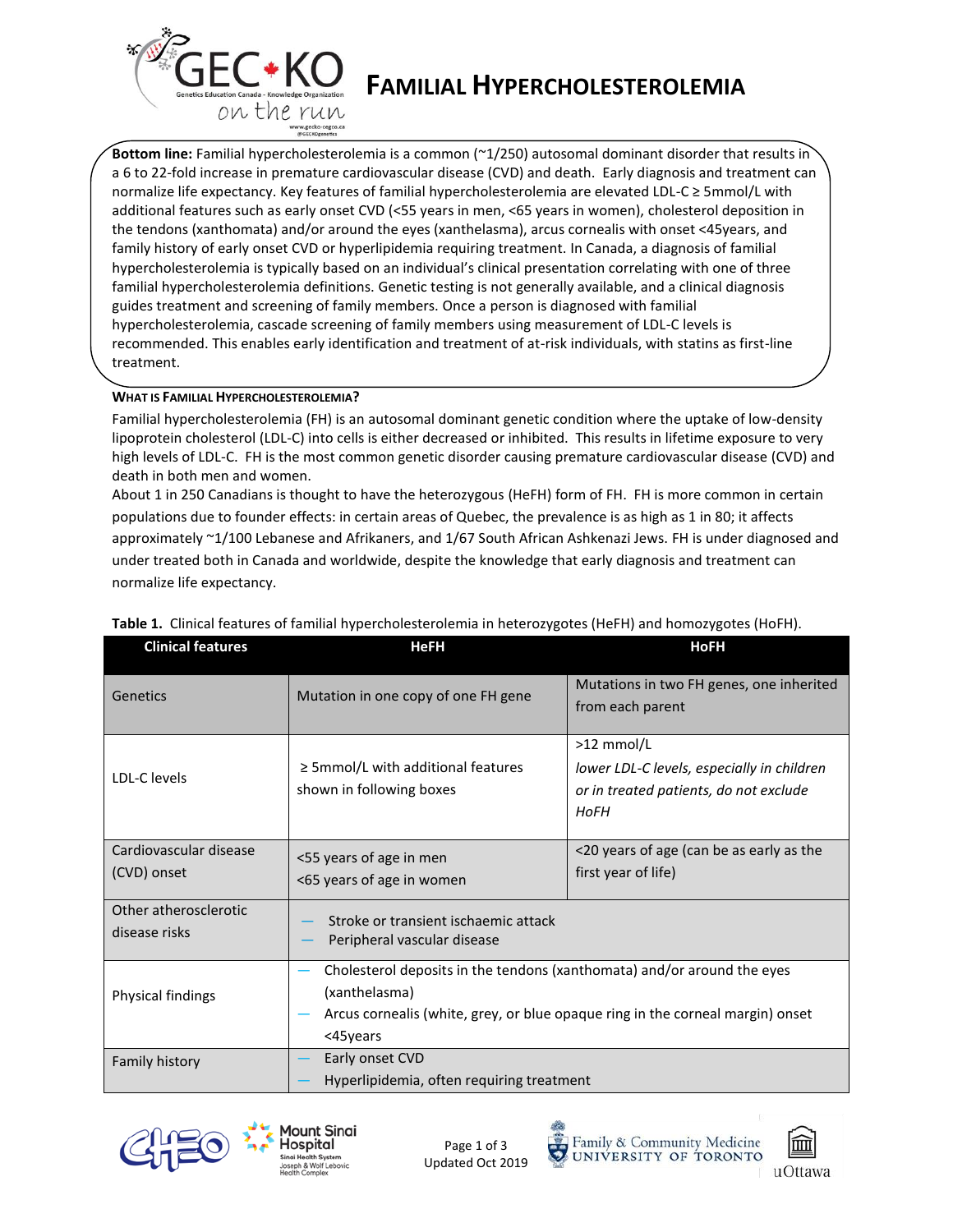# FAMILIAL HYPERCHOLESTEROLEMIA

**Bottom line:** Familial hypercholesterolemia is a common (~1/250) autosomal dominant disorder that results in a 6 to 22-fold increase in premature cardiovascular disease (CVD) and death. Early diagnosis and treatment can normalize life expectancy. Key features of familial hypercholesterolemia are elevated LDL-C ≥ 5mmol/L with additional features such as early onset CVD (<55 years in men, <65 years in women), cholesterol deposition in the tendons (xanthomata) and/or around the eyes (xanthelasma), arcus cornealis with onset <45years, and family history of early onset CVD or hyperlipidemia requiring treatment. In Canada, a diagnosis of familial hypercholesterolemia is typically based on an individual's clinical presentation correlating with one of three familial hypercholesterolemia definitions. Genetic testing is not generally available, and a clinical diagnosis guides treatment and screening of family members. Once a person is diagnosed with familial hypercholesterolemia, cascade screening of family members using measurement of LDL-C levels is recommended. This enables early identification and treatment of at-risk individuals, with statins as first-line treatment.

## WHAT IS FAMILIAL HYPERCHOLESTEROLEMIA?

Familial hypercholesterolemia (FH) is an autosomal dominant genetic condition where the uptake of low-density lipoprotein cholesterol (LDL-C) into cells is either decreased or inhibited. This results in lifetime exposure to very high levels of LDL-C. FH is the most common genetic disorder causing premature cardiovascular disease (CVD) and death in both men and women.

About 1 in 250 Canadians is thought to have the heterozygous (HeFH) form of FH. FH is more common in certain populations due to founder effects: in certain areas of Quebec, the prevalence is as high as 1 in 80; it affects approximately ~1/100 Lebanese and Afrikaners, and 1/67 South African Ashkenazi Jews. FH is under diagnosed and under treated both in Canada and worldwide, despite the knowledge that early diagnosis and treatment can normalize life expectancy.

**Table 1.** Clinical features of familial hypercholesterolemia in heterozygotes (HeFH) and homozygotes (HoFH).

| Clinical features | HeFH | HoFH |
|---|---|---|
| Genetics | Mutation in one copy of one FH gene | Mutations in two FH genes, one inherited from each parent |
| LDL-C levels | ≥ 5mmol/L with additional features shown in following boxes | >12 mmol/L<br>*lower LDL-C levels, especially in children or in treated patients, do not exclude HoFH* |
| Cardiovascular disease (CVD) onset | <55 years of age in men<br><65 years of age in women | <20 years of age (can be as early as the first year of life) |
| Other atherosclerotic disease risks | — Stroke or transient ischaemic attack<br>— Peripheral vascular disease | |
| Physical findings | — Cholesterol deposits in the tendons (xanthomata) and/or around the eyes (xanthelasma)<br>— Arcus cornealis (white, grey, or blue opaque ring in the corneal margin) onset <45years | |
| Family history | — Early onset CVD<br>— Hyperlipidemia, often requiring treatment | |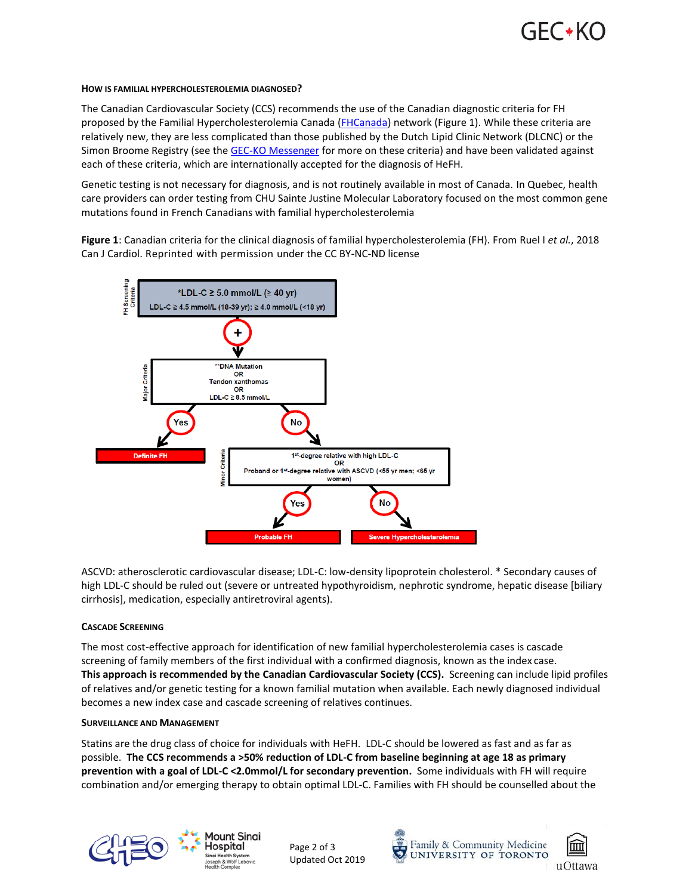### How is Familial Hypercholesterolemia Diagnosed?

The Canadian Cardiovascular Society (CCS) recommends the use of the Canadian diagnostic criteria for FH proposed by the Familial Hypercholesterolemia Canada (FHCanada) network (Figure 1). While these criteria are relatively new, they are less complicated than those published by the Dutch Lipid Clinic Network (DLCNC) or the Simon Broome Registry (see the GEC-KO Messenger for more on these criteria) and have been validated against each of these criteria, which are internationally accepted for the diagnosis of HeFH.

Genetic testing is not necessary for diagnosis, and is not routinely available in most of Canada. In Quebec, health care providers can order testing from CHU Sainte Justine Molecular Laboratory focused on the most common gene mutations found in French Canadians with familial hypercholesterolemia

**Figure 1**: Canadian criteria for the clinical diagnosis of familial hypercholesterolemia (FH). From Ruel I *et al.*, 2018 Can J Cardiol. Reprinted with permission under the CC BY-NC-ND license

FH Screening Criteria: *LDL-C ≥ 5.0 mmol/L (≥ 40 yr); LDL-C ≥ 4.5 mmol/L (18-39 yr); ≥ 4.0 mmol/L (<18 yr)

+

Major Criteria: **DNA Mutation OR Tendon xanthomas OR LDL-C ≥ 8.5 mmol/L

- Yes → Definite FH
- No → Minor Criteria: 1st-degree relative with high LDL-C OR Proband or 1st-degree relative with ASCVD (<55 yr men; <65 yr women)
  - Yes → Probable FH
  - No → Severe Hypercholesterolemia

ASCVD: atherosclerotic cardiovascular disease; LDL-C: low-density lipoprotein cholesterol. * Secondary causes of high LDL-C should be ruled out (severe or untreated hypothyroidism, nephrotic syndrome, hepatic disease [biliary cirrhosis], medication, especially antiretroviral agents).

### Cascade Screening

The most cost-effective approach for identification of new familial hypercholesterolemia cases is cascade screening of family members of the first individual with a confirmed diagnosis, known as the index case. **This approach is recommended by the Canadian Cardiovascular Society (CCS).** Screening can include lipid profiles of relatives and/or genetic testing for a known familial mutation when available. Each newly diagnosed individual becomes a new index case and cascade screening of relatives continues.

### Surveillance and Management

Statins are the drug class of choice for individuals with HeFH. LDL-C should be lowered as fast and as far as possible. **The CCS recommends a >50% reduction of LDL-C from baseline beginning at age 18 as primary prevention with a goal of LDL-C <2.0mmol/L for secondary prevention.** Some individuals with FH will require combination and/or emerging therapy to obtain optimal LDL-C. Families with FH should be counselled about the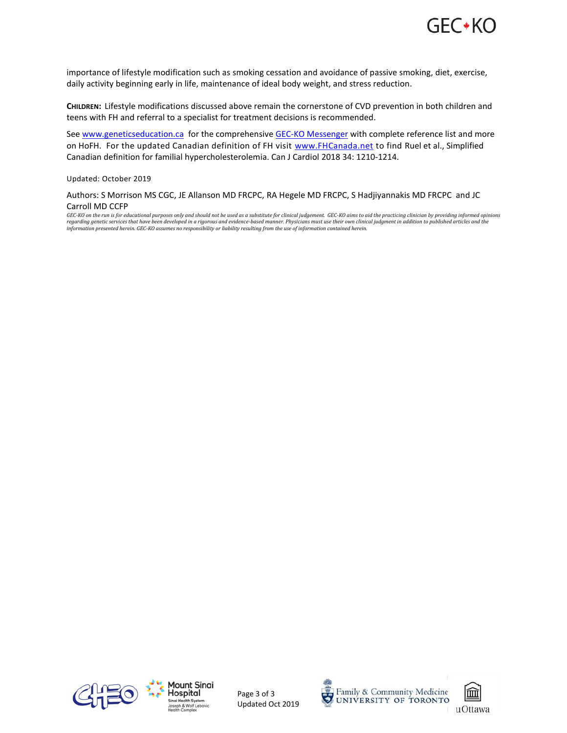importance of lifestyle modification such as smoking cessation and avoidance of passive smoking, diet, exercise, daily activity beginning early in life, maintenance of ideal body weight, and stress reduction.

**CHILDREN:** Lifestyle modifications discussed above remain the cornerstone of CVD prevention in both children and teens with FH and referral to a specialist for treatment decisions is recommended.

See [www.geneticseducation.ca](http://www.geneticseducation.ca) for the comprehensive [GEC-KO Messenger]() with complete reference list and more on HoFH. For the updated Canadian definition of FH visit [www.FHCanada.net](http://www.FHCanada.net) to find Ruel et al., Simplified Canadian definition for familial hypercholesterolemia. Can J Cardiol 2018 34: 1210-1214.

Updated: October 2019

Authors: S Morrison MS CGC, JE Allanson MD FRCPC, RA Hegele MD FRCPC, S Hadjiyannakis MD FRCPC and JC Carroll MD CCFP

*GEC-KO on the run is for educational purposes only and should not be used as a substitute for clinical judgement. GEC-KO aims to aid the practicing clinician by providing informed opinions regarding genetic services that have been developed in a rigorous and evidence-based manner. Physicians must use their own clinical judgment in addition to published articles and the information presented herein. GEC-KO assumes no responsibility or liability resulting from the use of information contained herein.*